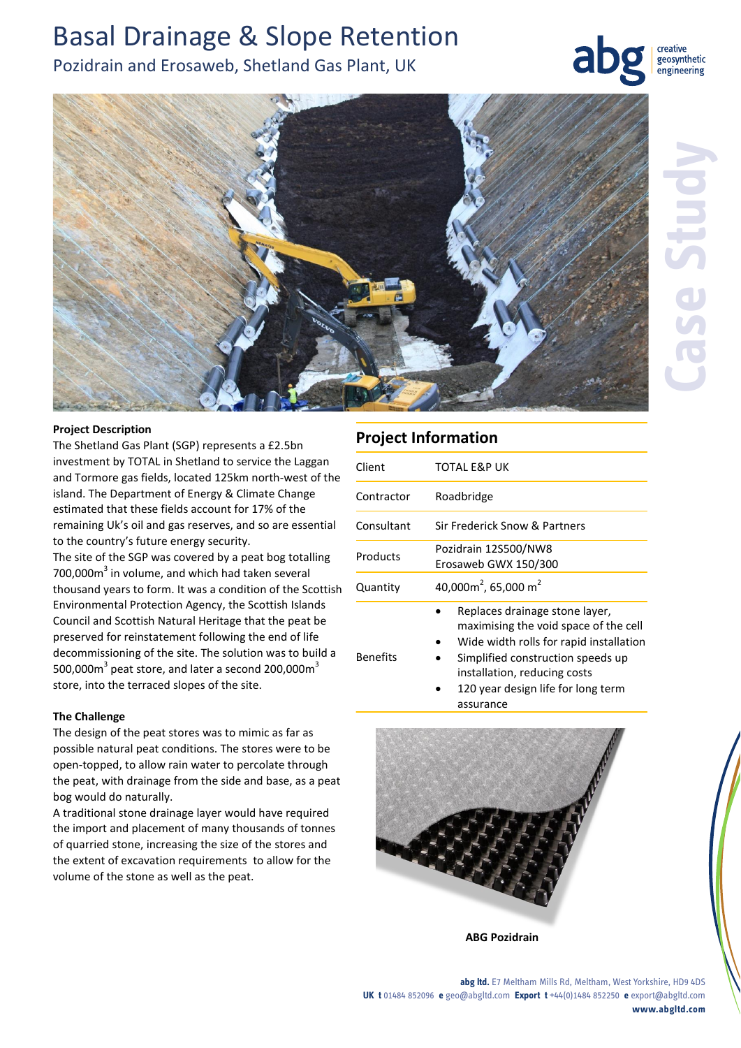# Basal Drainage & Slope Retention

## Pozidrain and Erosaweb, Shetland Gas Plant, UK

abg creative geosynthetic engineering

Case Study

**Project Description**

The Shetland Gas Plant (SGP) represents a £2.5bn investment by TOTAL in Shetland to service the Laggan and Tormore gas fields, located 125km north-west of the island. The Department of Energy & Climate Change estimated that these fields account for 17% of the remaining Uk's oil and gas reserves, and so are essential to the country's future energy security.

The site of the SGP was covered by a peat bog totalling 700,000m$^3$ in volume, and which had taken several thousand years to form. It was a condition of the Scottish Environmental Protection Agency, the Scottish Islands Council and Scottish Natural Heritage that the peat be preserved for reinstatement following the end of life decommissioning of the site. The solution was to build a 500,000m$^3$ peat store, and later a second 200,000m$^3$ store, into the terraced slopes of the site.

**The Challenge**

The design of the peat stores was to mimic as far as possible natural peat conditions. The stores were to be open-topped, to allow rain water to percolate through the peat, with drainage from the side and base, as a peat bog would do naturally.

A traditional stone drainage layer would have required the import and placement of many thousands of tonnes of quarried stone, increasing the size of the stores and the extent of excavation requirements to allow for the volume of the stone as well as the peat.

## Project Information

| | |
|---|---|
| Client | TOTAL E&P UK |
| Contractor | Roadbridge |
| Consultant | Sir Frederick Snow & Partners |
| Products | Pozidrain 12S500/NW8<br>Erosaweb GWX 150/300 |
| Quantity | 40,000m$^2$, 65,000 m$^2$ |
| Benefits | • Replaces drainage stone layer, maximising the void space of the cell<br>• Wide width rolls for rapid installation<br>• Simplified construction speeds up installation, reducing costs<br>• 120 year design life for long term assurance |

ABG Pozidrain

**abg ltd.** E7 Meltham Mills Rd, Meltham, West Yorkshire, HD9 4DS
**UK t** 01484 852096 **e** geo@abgltd.com **Export t** +44(0)1484 852250 **e** export@abgltd.com
**www.abgltd.com**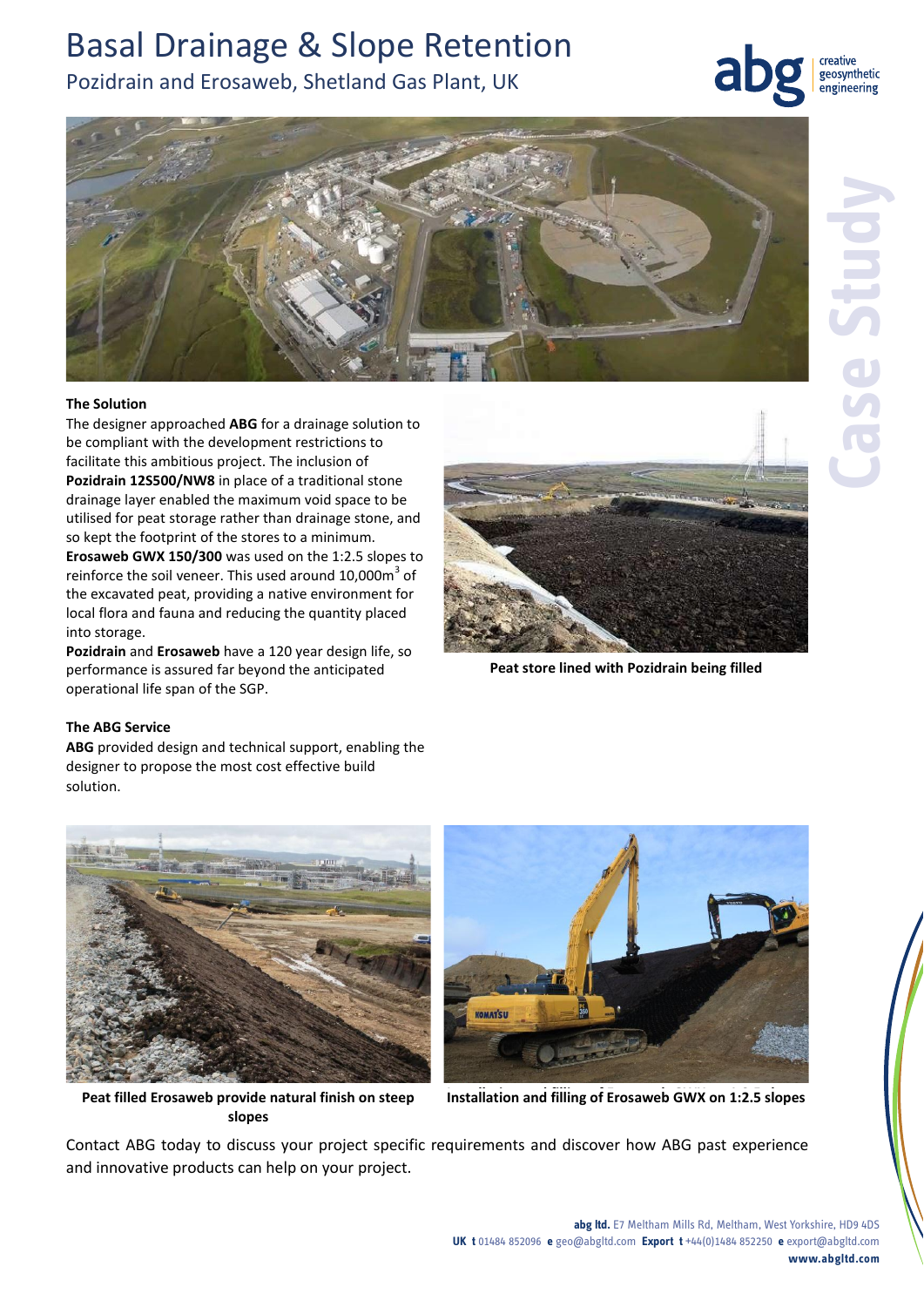# Basal Drainage & Slope Retention

## Pozidrain and Erosaweb, Shetland Gas Plant, UK

### The Solution

The designer approached **ABG** for a drainage solution to be compliant with the development restrictions to facilitate this ambitious project. The inclusion of **Pozidrain 12S500/NW8** in place of a traditional stone drainage layer enabled the maximum void space to be utilised for peat storage rather than drainage stone, and so kept the footprint of the stores to a minimum.

**Erosaweb GWX 150/300** was used on the 1:2.5 slopes to reinforce the soil veneer. This used around 10,000m$^3$ of the excavated peat, providing a native environment for local flora and fauna and reducing the quantity placed into storage.

**Pozidrain** and **Erosaweb** have a 120 year design life, so performance is assured far beyond the anticipated operational life span of the SGP.

**Peat store lined with Pozidrain being filled**

### The ABG Service

**ABG** provided design and technical support, enabling the designer to propose the most cost effective build solution.

**Peat filled Erosaweb provide natural finish on steep slopes**

**Installation and filling of Erosaweb GWX on 1:2.5 slopes**

Contact ABG today to discuss your project specific requirements and discover how ABG past experience and innovative products can help on your project.

**abg ltd.** E7 Meltham Mills Rd, Meltham, West Yorkshire, HD9 4DS
**UK t** 01484 852096 **e** geo@abgltd.com **Export t** +44(0)1484 852250 **e** export@abgltd.com
**www.abgltd.com**